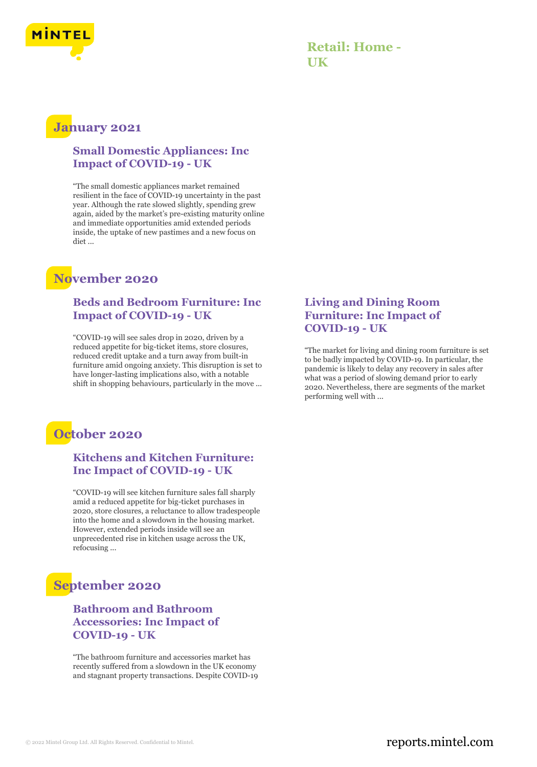# Retail: Home - UK

## January 2021

### Small Domestic Appliances: Inc Impact of COVID-19 - UK

"The small domestic appliances market remained resilient in the face of COVID-19 uncertainty in the past year. Although the rate slowed slightly, spending grew again, aided by the market's pre-existing maturity online and immediate opportunities amid extended periods inside, the uptake of new pastimes and a new focus on diet ...

## November 2020

### Beds and Bedroom Furniture: Inc Impact of COVID-19 - UK

"COVID-19 will see sales drop in 2020, driven by a reduced appetite for big-ticket items, store closures, reduced credit uptake and a turn away from built-in furniture amid ongoing anxiety. This disruption is set to have longer-lasting implications also, with a notable shift in shopping behaviours, particularly in the move ...

### Living and Dining Room Furniture: Inc Impact of COVID-19 - UK

"The market for living and dining room furniture is set to be badly impacted by COVID-19. In particular, the pandemic is likely to delay any recovery in sales after what was a period of slowing demand prior to early 2020. Nevertheless, there are segments of the market performing well with ...

## October 2020

### Kitchens and Kitchen Furniture: Inc Impact of COVID-19 - UK

"COVID-19 will see kitchen furniture sales fall sharply amid a reduced appetite for big-ticket purchases in 2020, store closures, a reluctance to allow tradespeople into the home and a slowdown in the housing market. However, extended periods inside will see an unprecedented rise in kitchen usage across the UK, refocusing ...

## September 2020

### Bathroom and Bathroom Accessories: Inc Impact of COVID-19 - UK

"The bathroom furniture and accessories market has recently suffered from a slowdown in the UK economy and stagnant property transactions. Despite COVID-19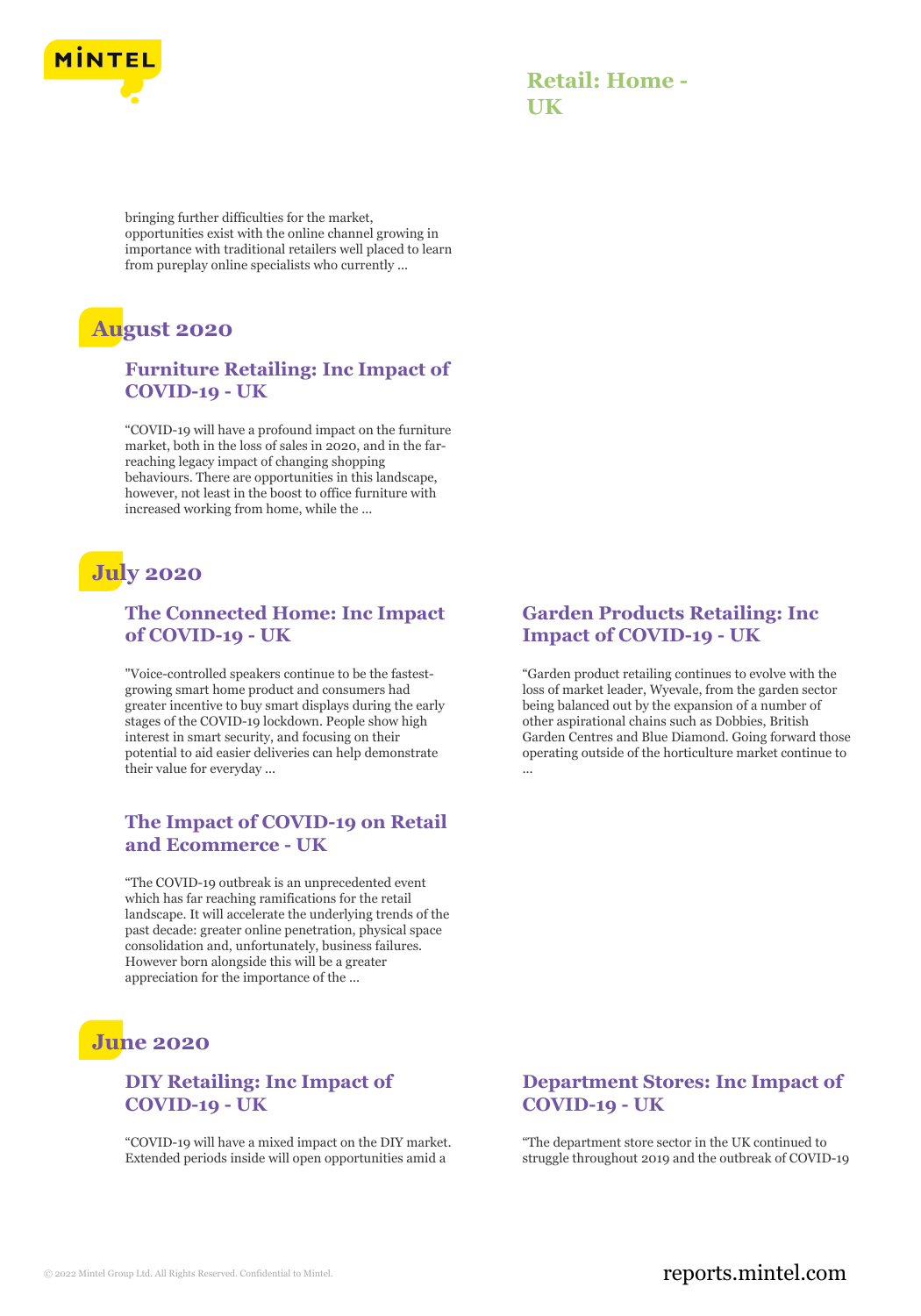bringing further difficulties for the market, opportunities exist with the online channel growing in importance with traditional retailers well placed to learn from pureplay online specialists who currently ...

## August 2020

### Furniture Retailing: Inc Impact of COVID-19 - UK

“COVID-19 will have a profound impact on the furniture market, both in the loss of sales in 2020, and in the far-reaching legacy impact of changing shopping behaviours. There are opportunities in this landscape, however, not least in the boost to office furniture with increased working from home, while the ...

## July 2020

### The Connected Home: Inc Impact of COVID-19 - UK

"Voice-controlled speakers continue to be the fastest-growing smart home product and consumers had greater incentive to buy smart displays during the early stages of the COVID-19 lockdown. People show high interest in smart security, and focusing on their potential to aid easier deliveries can help demonstrate their value for everyday ...

### The Impact of COVID-19 on Retail and Ecommerce - UK

“The COVID-19 outbreak is an unprecedented event which has far reaching ramifications for the retail landscape. It will accelerate the underlying trends of the past decade: greater online penetration, physical space consolidation and, unfortunately, business failures. However born alongside this will be a greater appreciation for the importance of the ...

### Garden Products Retailing: Inc Impact of COVID-19 - UK

“Garden product retailing continues to evolve with the loss of market leader, Wyevale, from the garden sector being balanced out by the expansion of a number of other aspirational chains such as Dobbies, British Garden Centres and Blue Diamond. Going forward those operating outside of the horticulture market continue to ...

## June 2020

### DIY Retailing: Inc Impact of COVID-19 - UK

“COVID-19 will have a mixed impact on the DIY market. Extended periods inside will open opportunities amid a

### Department Stores: Inc Impact of COVID-19 - UK

“The department store sector in the UK continued to struggle throughout 2019 and the outbreak of COVID-19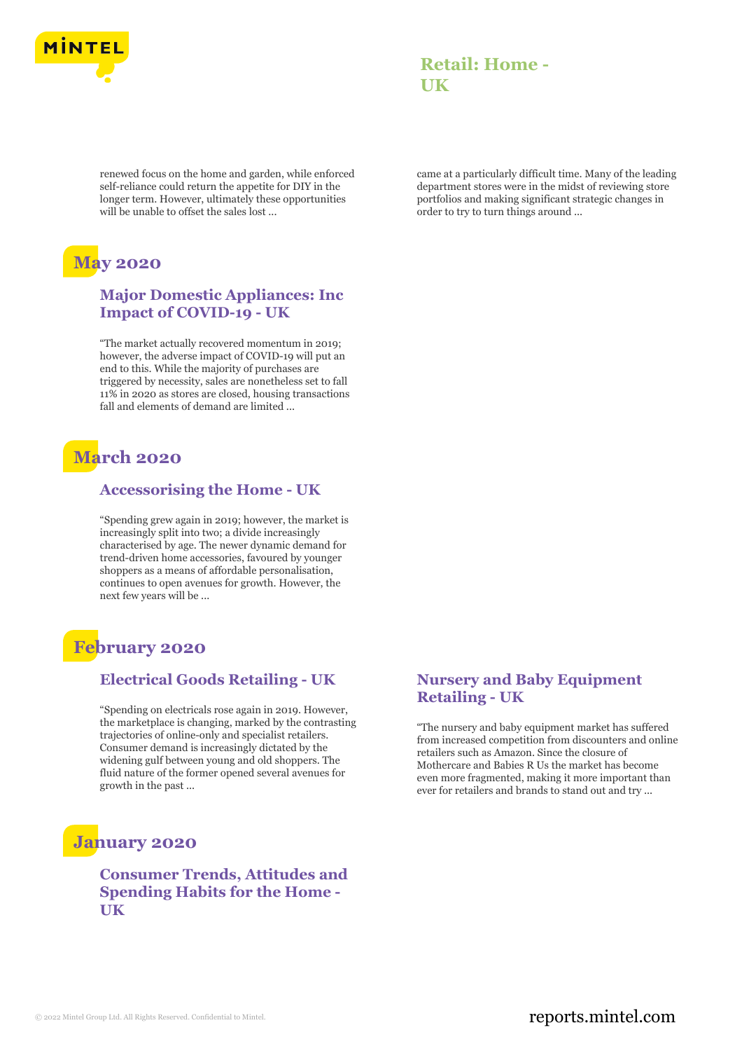renewed focus on the home and garden, while enforced self-reliance could return the appetite for DIY in the longer term. However, ultimately these opportunities will be unable to offset the sales lost ...

came at a particularly difficult time. Many of the leading department stores were in the midst of reviewing store portfolios and making significant strategic changes in order to try to turn things around ...

## May 2020

### Major Domestic Appliances: Inc Impact of COVID-19 - UK

"The market actually recovered momentum in 2019; however, the adverse impact of COVID-19 will put an end to this. While the majority of purchases are triggered by necessity, sales are nonetheless set to fall 11% in 2020 as stores are closed, housing transactions fall and elements of demand are limited ...

## March 2020

### Accessorising the Home - UK

"Spending grew again in 2019; however, the market is increasingly split into two; a divide increasingly characterised by age. The newer dynamic demand for trend-driven home accessories, favoured by younger shoppers as a means of affordable personalisation, continues to open avenues for growth. However, the next few years will be ...

## February 2020

### Electrical Goods Retailing - UK

"Spending on electricals rose again in 2019. However, the marketplace is changing, marked by the contrasting trajectories of online-only and specialist retailers. Consumer demand is increasingly dictated by the widening gulf between young and old shoppers. The fluid nature of the former opened several avenues for growth in the past ...

### Nursery and Baby Equipment Retailing - UK

"The nursery and baby equipment market has suffered from increased competition from discounters and online retailers such as Amazon. Since the closure of Mothercare and Babies R Us the market has become even more fragmented, making it more important than ever for retailers and brands to stand out and try ...

## January 2020

### Consumer Trends, Attitudes and Spending Habits for the Home - UK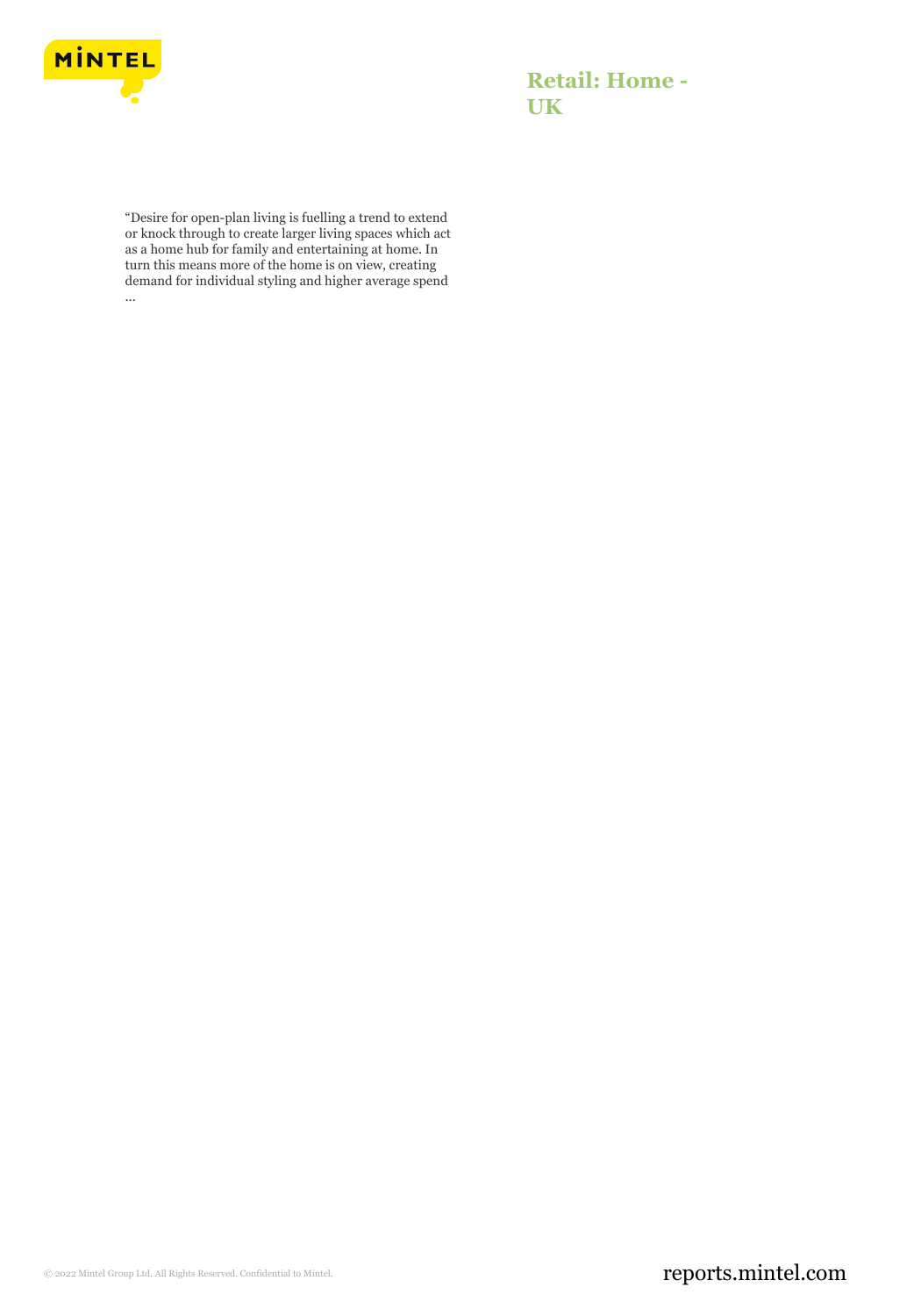"Desire for open-plan living is fuelling a trend to extend or knock through to create larger living spaces which act as a home hub for family and entertaining at home. In turn this means more of the home is on view, creating demand for individual styling and higher average spend ...